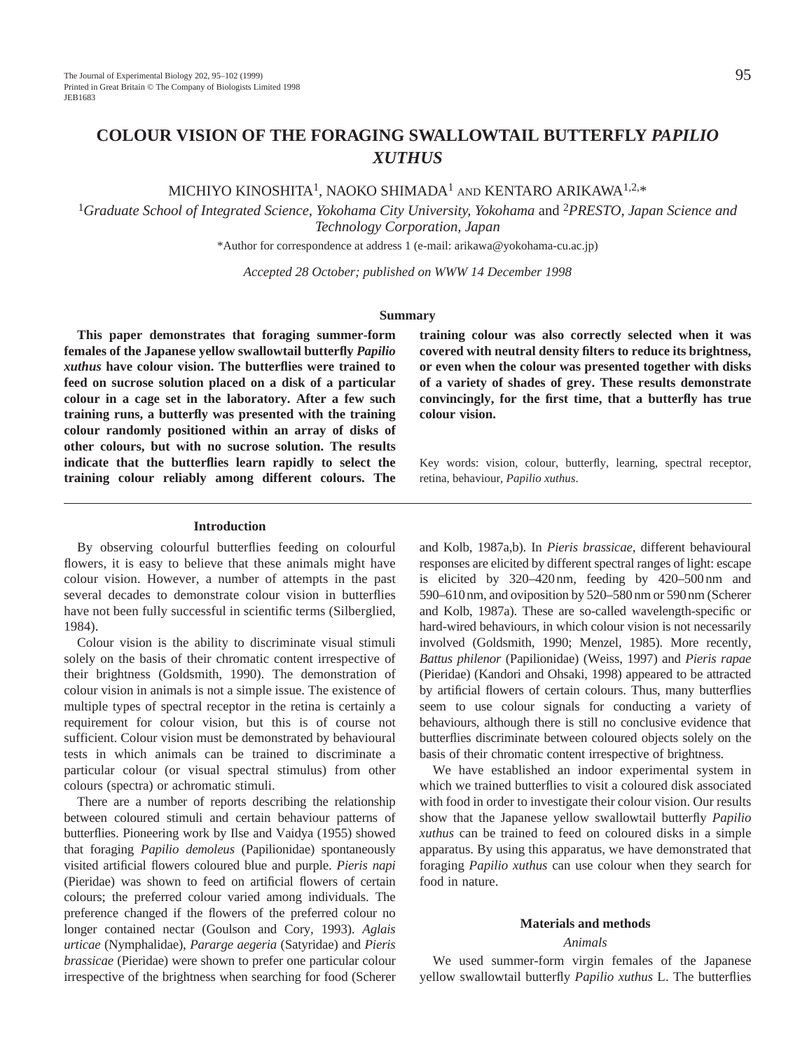# COLOUR VISION OF THE FORAGING SWALLOWTAIL BUTTERFLY *PAPILIO XUTHUS*

MICHIYO KINOSHITA[1], NAOKO SHIMADA[1] AND KENTARO ARIKAWA[1,2,*]

[1]*Graduate School of Integrated Science, Yokohama City University, Yokohama* and [2]*PRESTO, Japan Science and Technology Corporation, Japan*

*Author for correspondence at address 1 (e-mail: arikawa@yokohama-cu.ac.jp)

*Accepted 28 October; published on WWW 14 December 1998*

## Summary

**This paper demonstrates that foraging summer-form females of the Japanese yellow swallowtail butterfly *Papilio xuthus* have colour vision. The butterflies were trained to feed on sucrose solution placed on a disk of a particular colour in a cage set in the laboratory. After a few such training runs, a butterfly was presented with the training colour randomly positioned within an array of disks of other colours, but with no sucrose solution. The results indicate that the butterflies learn rapidly to select the training colour reliably among different colours. The training colour was also correctly selected when it was covered with neutral density filters to reduce its brightness, or even when the colour was presented together with disks of a variety of shades of grey. These results demonstrate convincingly, for the first time, that a butterfly has true colour vision.**

Key words: vision, colour, butterfly, learning, spectral receptor, retina, behaviour, *Papilio xuthus*.

## Introduction

By observing colourful butterflies feeding on colourful flowers, it is easy to believe that these animals might have colour vision. However, a number of attempts in the past several decades to demonstrate colour vision in butterflies have not been fully successful in scientific terms (Silberglied, 1984).

Colour vision is the ability to discriminate visual stimuli solely on the basis of their chromatic content irrespective of their brightness (Goldsmith, 1990). The demonstration of colour vision in animals is not a simple issue. The existence of multiple types of spectral receptor in the retina is certainly a requirement for colour vision, but this is of course not sufficient. Colour vision must be demonstrated by behavioural tests in which animals can be trained to discriminate a particular colour (or visual spectral stimulus) from other colours (spectra) or achromatic stimuli.

There are a number of reports describing the relationship between coloured stimuli and certain behaviour patterns of butterflies. Pioneering work by Ilse and Vaidya (1955) showed that foraging *Papilio demoleus* (Papilionidae) spontaneously visited artificial flowers coloured blue and purple. *Pieris napi* (Pieridae) was shown to feed on artificial flowers of certain colours; the preferred colour varied among individuals. The preference changed if the flowers of the preferred colour no longer contained nectar (Goulson and Cory, 1993). *Aglais urticae* (Nymphalidae), *Pararge aegeria* (Satyridae) and *Pieris brassicae* (Pieridae) were shown to prefer one particular colour irrespective of the brightness when searching for food (Scherer and Kolb, 1987a,b). In *Pieris brassicae*, different behavioural responses are elicited by different spectral ranges of light: escape is elicited by 320–420 nm, feeding by 420–500 nm and 590–610 nm, and oviposition by 520–580 nm or 590 nm (Scherer and Kolb, 1987a). These are so-called wavelength-specific or hard-wired behaviours, in which colour vision is not necessarily involved (Goldsmith, 1990; Menzel, 1985). More recently, *Battus philenor* (Papilionidae) (Weiss, 1997) and *Pieris rapae* (Pieridae) (Kandori and Ohsaki, 1998) appeared to be attracted by artificial flowers of certain colours. Thus, many butterflies seem to use colour signals for conducting a variety of behaviours, although there is still no conclusive evidence that butterflies discriminate between coloured objects solely on the basis of their chromatic content irrespective of brightness.

We have established an indoor experimental system in which we trained butterflies to visit a coloured disk associated with food in order to investigate their colour vision. Our results show that the Japanese yellow swallowtail butterfly *Papilio xuthus* can be trained to feed on coloured disks in a simple apparatus. By using this apparatus, we have demonstrated that foraging *Papilio xuthus* can use colour when they search for food in nature.

## Materials and methods

### *Animals*

We used summer-form virgin females of the Japanese yellow swallowtail butterfly *Papilio xuthus* L. The butterflies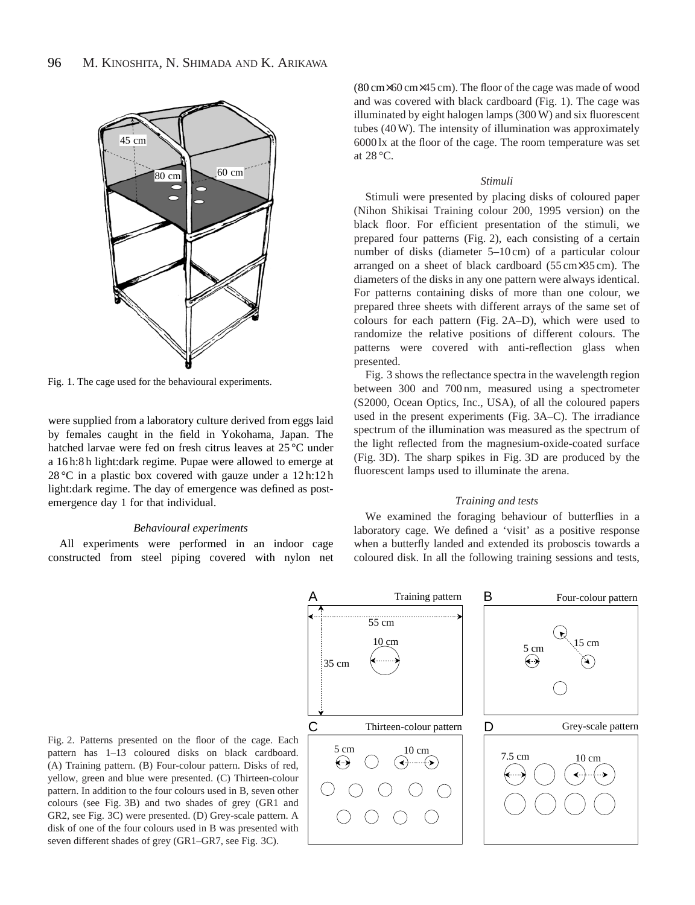Fig. 1. The cage used for the behavioural experiments.

were supplied from a laboratory culture derived from eggs laid by females caught in the field in Yokohama, Japan. The hatched larvae were fed on fresh citrus leaves at 25 °C under a 16 h:8 h light:dark regime. Pupae were allowed to emerge at 28 °C in a plastic box covered with gauze under a 12 h:12 h light:dark regime. The day of emergence was defined as post-emergence day 1 for that individual.

### *Behavioural experiments*

All experiments were performed in an indoor cage constructed from steel piping covered with nylon net (80 cm×60 cm×45 cm). The floor of the cage was made of wood and was covered with black cardboard (Fig. 1). The cage was illuminated by eight halogen lamps (300 W) and six fluorescent tubes (40 W). The intensity of illumination was approximately 6000 lx at the floor of the cage. The room temperature was set at 28 °C.

### *Stimuli*

Stimuli were presented by placing disks of coloured paper (Nihon Shikisai Training colour 200, 1995 version) on the black floor. For efficient presentation of the stimuli, we prepared four patterns (Fig. 2), each consisting of a certain number of disks (diameter 5–10 cm) of a particular colour arranged on a sheet of black cardboard (55 cm×35 cm). The diameters of the disks in any one pattern were always identical. For patterns containing disks of more than one colour, we prepared three sheets with different arrays of the same set of colours for each pattern (Fig. 2A–D), which were used to randomize the relative positions of different colours. The patterns were covered with anti-reflection glass when presented.

Fig. 3 shows the reflectance spectra in the wavelength region between 300 and 700 nm, measured using a spectrometer (S2000, Ocean Optics, Inc., USA), of all the coloured papers used in the present experiments (Fig. 3A–C). The irradiance spectrum of the illumination was measured as the spectrum of the light reflected from the magnesium-oxide-coated surface (Fig. 3D). The sharp spikes in Fig. 3D are produced by the fluorescent lamps used to illuminate the arena.

### *Training and tests*

We examined the foraging behaviour of butterflies in a laboratory cage. We defined a 'visit' as a positive response when a butterfly landed and extended its proboscis towards a coloured disk. In all the following training sessions and tests,

Fig. 2. Patterns presented on the floor of the cage. Each pattern has 1–13 coloured disks on black cardboard. (A) Training pattern. (B) Four-colour pattern. Disks of red, yellow, green and blue were presented. (C) Thirteen-colour pattern. In addition to the four colours used in B, seven other colours (see Fig. 3B) and two shades of grey (GR1 and GR2, see Fig. 3C) were presented. (D) Grey-scale pattern. A disk of one of the four colours used in B was presented with seven different shades of grey (GR1–GR7, see Fig. 3C).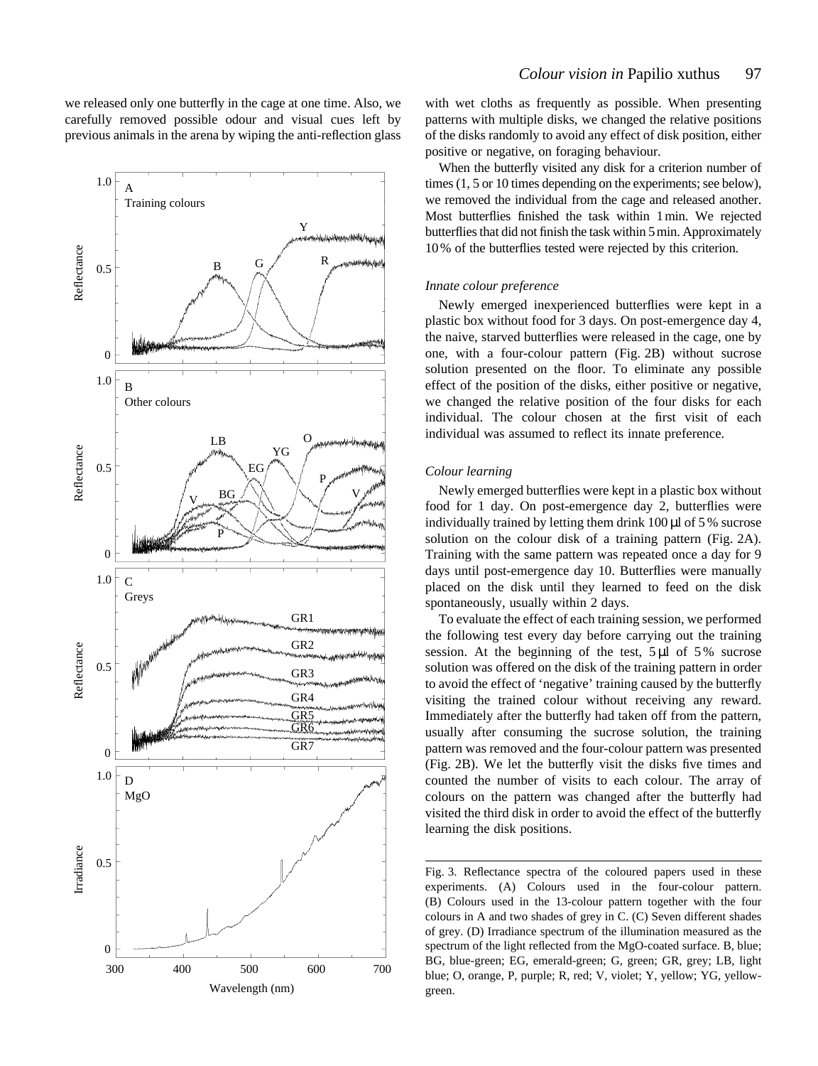we released only one butterfly in the cage at one time. Also, we carefully removed possible odour and visual cues left by previous animals in the arena by wiping the anti-reflection glass with wet cloths as frequently as possible. When presenting patterns with multiple disks, we changed the relative positions of the disks randomly to avoid any effect of disk position, either positive or negative, on foraging behaviour.

When the butterfly visited any disk for a criterion number of times (1, 5 or 10 times depending on the experiments; see below), we removed the individual from the cage and released another. Most butterflies finished the task within 1 min. We rejected butterflies that did not finish the task within 5 min. Approximately 10 % of the butterflies tested were rejected by this criterion.

### *Innate colour preference*

Newly emerged inexperienced butterflies were kept in a plastic box without food for 3 days. On post-emergence day 4, the naive, starved butterflies were released in the cage, one by one, with a four-colour pattern (Fig. 2B) without sucrose solution presented on the floor. To eliminate any possible effect of the position of the disks, either positive or negative, we changed the relative position of the four disks for each individual. The colour chosen at the first visit of each individual was assumed to reflect its innate preference.

### *Colour learning*

Newly emerged butterflies were kept in a plastic box without food for 1 day. On post-emergence day 2, butterflies were individually trained by letting them drink 100 μl of 5 % sucrose solution on the colour disk of a training pattern (Fig. 2A). Training with the same pattern was repeated once a day for 9 days until post-emergence day 10. Butterflies were manually placed on the disk until they learned to feed on the disk spontaneously, usually within 2 days.

To evaluate the effect of each training session, we performed the following test every day before carrying out the training session. At the beginning of the test, 5 μl of 5 % sucrose solution was offered on the disk of the training pattern in order to avoid the effect of 'negative' training caused by the butterfly visiting the trained colour without receiving any reward. Immediately after the butterfly had taken off from the pattern, usually after consuming the sucrose solution, the training pattern was removed and the four-colour pattern was presented (Fig. 2B). We let the butterfly visit the disks five times and counted the number of visits to each colour. The array of colours on the pattern was changed after the butterfly had visited the third disk in order to avoid the effect of the butterfly learning the disk positions.

Fig. 3. Reflectance spectra of the coloured papers used in these experiments. (A) Colours used in the four-colour pattern. (B) Colours used in the 13-colour pattern together with the four colours in A and two shades of grey in C. (C) Seven different shades of grey. (D) Irradiance spectrum of the illumination measured as the spectrum of the light reflected from the MgO-coated surface. B, blue; BG, blue-green; EG, emerald-green; G, green; GR, grey; LB, light blue; O, orange, P, purple; R, red; V, violet; Y, yellow; YG, yellow-green.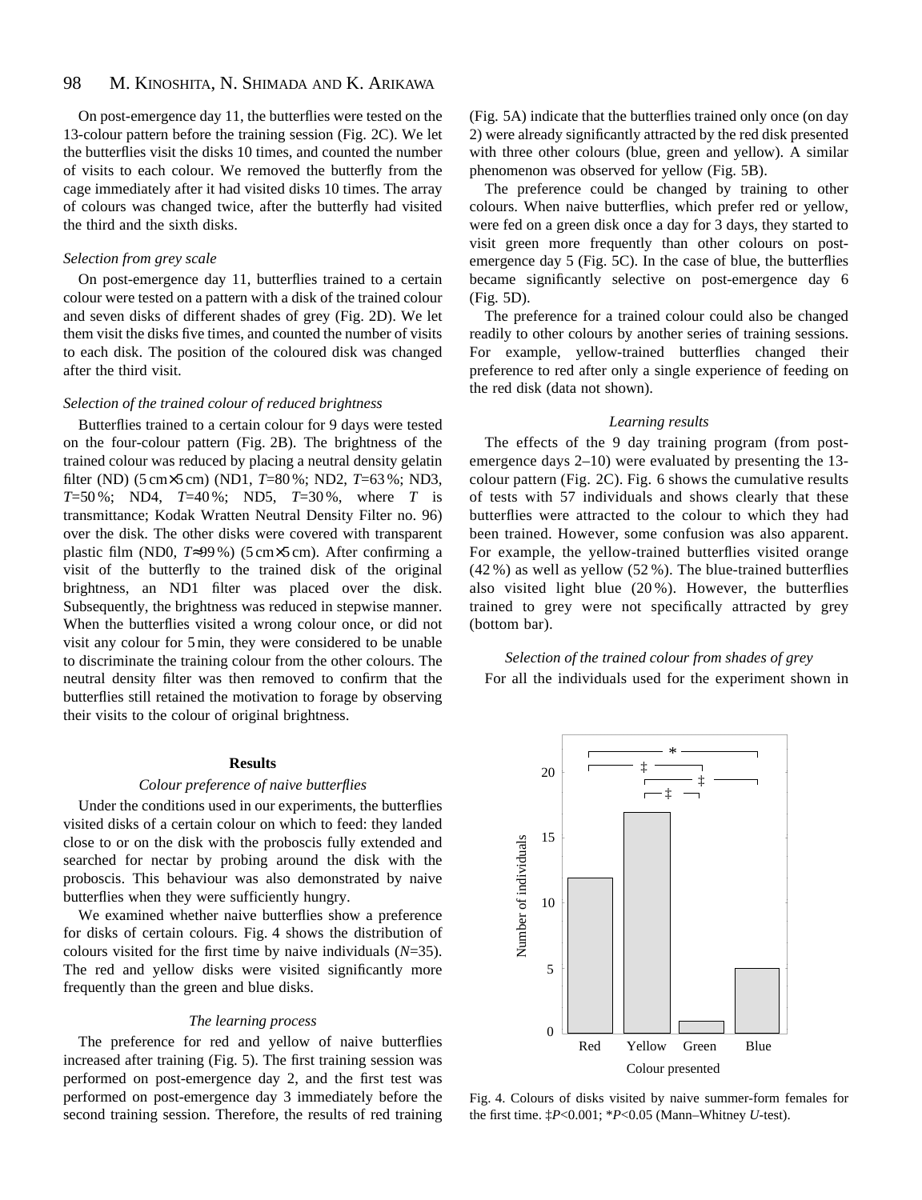On post-emergence day 11, the butterflies were tested on the 13-colour pattern before the training session (Fig. 2C). We let the butterflies visit the disks 10 times, and counted the number of visits to each colour. We removed the butterfly from the cage immediately after it had visited disks 10 times. The array of colours was changed twice, after the butterfly had visited the third and the sixth disks.

### *Selection from grey scale*

On post-emergence day 11, butterflies trained to a certain colour were tested on a pattern with a disk of the trained colour and seven disks of different shades of grey (Fig. 2D). We let them visit the disks five times, and counted the number of visits to each disk. The position of the coloured disk was changed after the third visit.

### *Selection of the trained colour of reduced brightness*

Butterflies trained to a certain colour for 9 days were tested on the four-colour pattern (Fig. 2B). The brightness of the trained colour was reduced by placing a neutral density gelatin filter (ND) (5 cm×5 cm) (ND1, $T$=80 %; ND2, $T$=63 %; ND3, $T$=50 %; ND4, $T$=40 %; ND5, $T$=30 %, where $T$ is transmittance; Kodak Wratten Neutral Density Filter no. 96) over the disk. The other disks were covered with transparent plastic film (ND0, $T$≈99 %) (5 cm×5 cm). After confirming a visit of the butterfly to the trained disk of the original brightness, an ND1 filter was placed over the disk. Subsequently, the brightness was reduced in stepwise manner. When the butterflies visited a wrong colour once, or did not visit any colour for 5 min, they were considered to be unable to discriminate the training colour from the other colours. The neutral density filter was then removed to confirm that the butterflies still retained the motivation to forage by observing their visits to the colour of original brightness.

## Results

### *Colour preference of naive butterflies*

Under the conditions used in our experiments, the butterflies visited disks of a certain colour on which to feed: they landed close to or on the disk with the proboscis fully extended and searched for nectar by probing around the disk with the proboscis. This behaviour was also demonstrated by naive butterflies when they were sufficiently hungry.

We examined whether naive butterflies show a preference for disks of certain colours. Fig. 4 shows the distribution of colours visited for the first time by naive individuals ($N$=35). The red and yellow disks were visited significantly more frequently than the green and blue disks.

### *The learning process*

The preference for red and yellow of naive butterflies increased after training (Fig. 5). The first training session was performed on post-emergence day 2, and the first test was performed on post-emergence day 3 immediately before the second training session. Therefore, the results of red training (Fig. 5A) indicate that the butterflies trained only once (on day 2) were already significantly attracted by the red disk presented with three other colours (blue, green and yellow). A similar phenomenon was observed for yellow (Fig. 5B).

The preference could be changed by training to other colours. When naive butterflies, which prefer red or yellow, were fed on a green disk once a day for 3 days, they started to visit green more frequently than other colours on post-emergence day 5 (Fig. 5C). In the case of blue, the butterflies became significantly selective on post-emergence day 6 (Fig. 5D).

The preference for a trained colour could also be changed readily to other colours by another series of training sessions. For example, yellow-trained butterflies changed their preference to red after only a single experience of feeding on the red disk (data not shown).

### *Learning results*

The effects of the 9 day training program (from post-emergence days 2–10) were evaluated by presenting the 13-colour pattern (Fig. 2C). Fig. 6 shows the cumulative results of tests with 57 individuals and shows clearly that these butterflies were attracted to the colour to which they had been trained. However, some confusion was also apparent. For example, the yellow-trained butterflies visited orange (42 %) as well as yellow (52 %). The blue-trained butterflies also visited light blue (20 %). However, the butterflies trained to grey were not specifically attracted by grey (bottom bar).

### *Selection of the trained colour from shades of grey*

For all the individuals used for the experiment shown in

Fig. 4. Colours of disks visited by naive summer-form females for the first time. ‡$P$<0.001; *$P$<0.05 (Mann–Whitney $U$-test).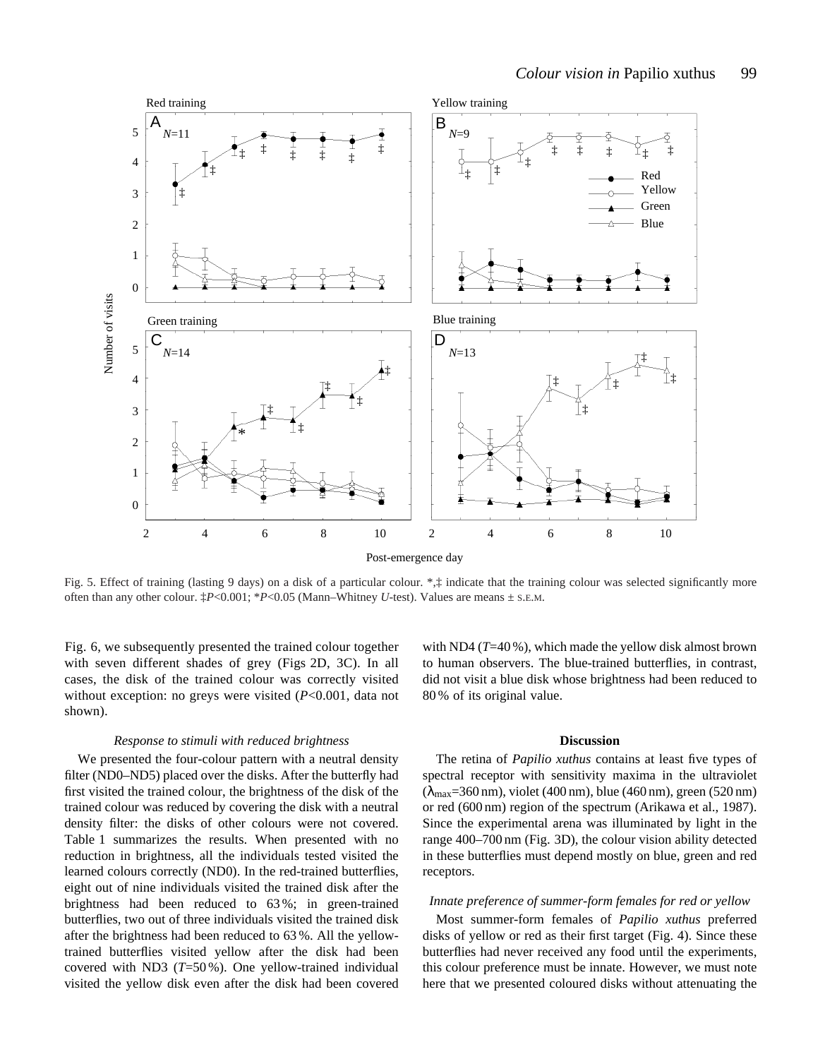Fig. 5. Effect of training (lasting 9 days) on a disk of a particular colour. *,‡ indicate that the training colour was selected significantly more often than any other colour. ‡$P<0.001$; *$P<0.05$ (Mann–Whitney $U$-test). Values are means ± S.E.M.

Fig. 6, we subsequently presented the trained colour together with seven different shades of grey (Figs 2D, 3C). In all cases, the disk of the trained colour was correctly visited without exception: no greys were visited ($P<0.001$, data not shown).

### *Response to stimuli with reduced brightness*

We presented the four-colour pattern with a neutral density filter (ND0–ND5) placed over the disks. After the butterfly had first visited the trained colour, the brightness of the disk of the trained colour was reduced by covering the disk with a neutral density filter: the disks of other colours were not covered. Table 1 summarizes the results. When presented with no reduction in brightness, all the individuals tested visited the learned colours correctly (ND0). In the red-trained butterflies, eight out of nine individuals visited the trained disk after the brightness had been reduced to 63 %; in green-trained butterflies, two out of three individuals visited the trained disk after the brightness had been reduced to 63 %. All the yellow-trained butterflies visited yellow after the disk had been covered with ND3 ($T$=50 %). One yellow-trained individual visited the yellow disk even after the disk had been covered with ND4 ($T$=40 %), which made the yellow disk almost brown to human observers. The blue-trained butterflies, in contrast, did not visit a blue disk whose brightness had been reduced to 80 % of its original value.

## Discussion

The retina of *Papilio xuthus* contains at least five types of spectral receptor with sensitivity maxima in the ultraviolet ($\lambda_{max}$=360 nm), violet (400 nm), blue (460 nm), green (520 nm) or red (600 nm) region of the spectrum (Arikawa et al., 1987). Since the experimental arena was illuminated by light in the range 400–700 nm (Fig. 3D), the colour vision ability detected in these butterflies must depend mostly on blue, green and red receptors.

### *Innate preference of summer-form females for red or yellow*

Most summer-form females of *Papilio xuthus* preferred disks of yellow or red as their first target (Fig. 4). Since these butterflies had never received any food until the experiments, this colour preference must be innate. However, we must note here that we presented coloured disks without attenuating the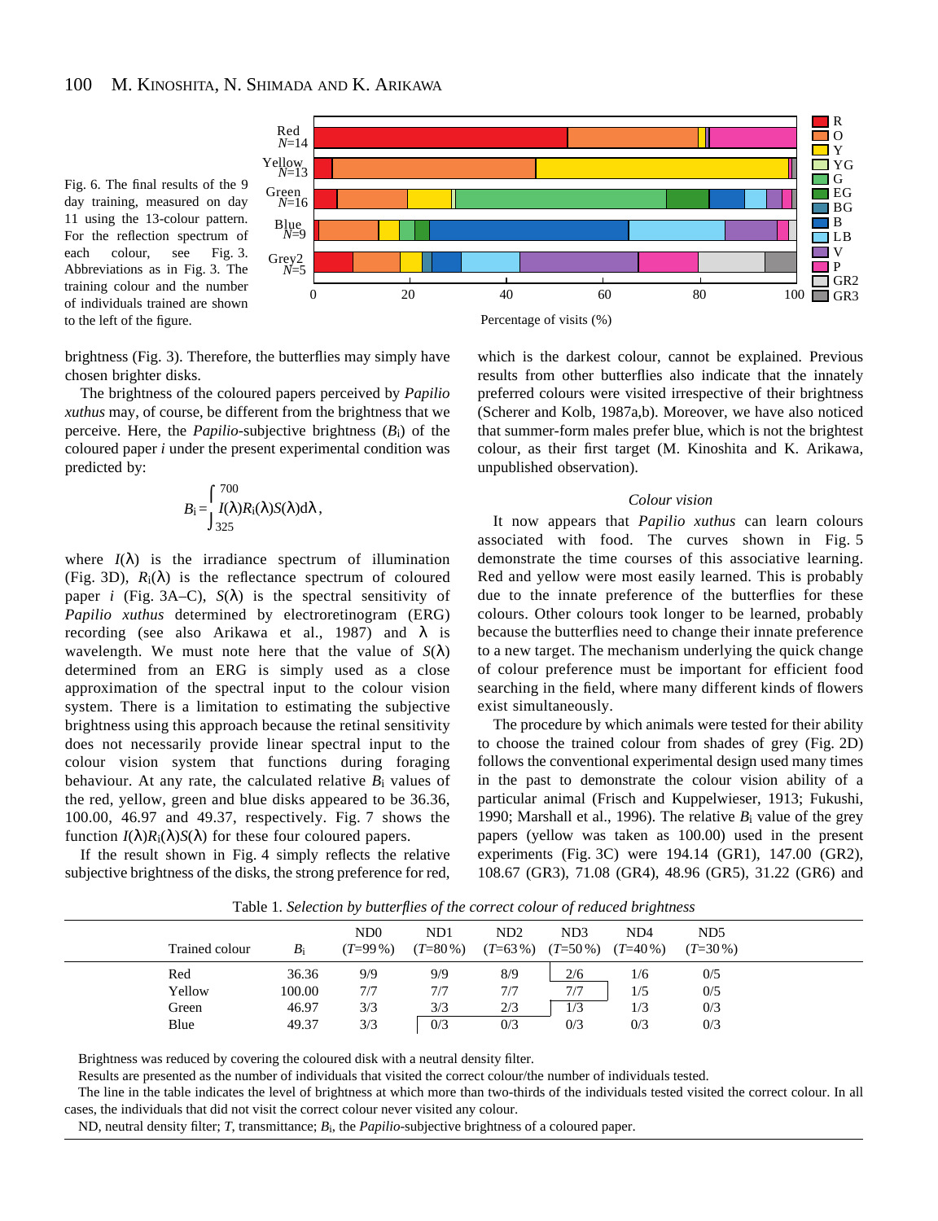Fig. 6. The final results of the 9 day training, measured on day 11 using the 13-colour pattern. For the reflection spectrum of each colour, see Fig. 3. Abbreviations as in Fig. 3. The training colour and the number of individuals trained are shown to the left of the figure.

brightness (Fig. 3). Therefore, the butterflies may simply have chosen brighter disks.

The brightness of the coloured papers perceived by *Papilio xuthus* may, of course, be different from the brightness that we perceive. Here, the *Papilio*-subjective brightness ($B_i$) of the coloured paper *i* under the present experimental condition was predicted by:

$$B_i = \int_{325}^{700} I(\lambda)R_i(\lambda)S(\lambda)d\lambda,$$

where $I(\lambda)$ is the irradiance spectrum of illumination (Fig. 3D), $R_i(\lambda)$ is the reflectance spectrum of coloured paper *i* (Fig. 3A–C), $S(\lambda)$ is the spectral sensitivity of *Papilio xuthus* determined by electroretinogram (ERG) recording (see also Arikawa et al., 1987) and $\lambda$ is wavelength. We must note here that the value of $S(\lambda)$ determined from an ERG is simply used as a close approximation of the spectral input to the colour vision system. There is a limitation to estimating the subjective brightness using this approach because the retinal sensitivity does not necessarily provide linear spectral input to the colour vision system that functions during foraging behaviour. At any rate, the calculated relative $B_i$ values of the red, yellow, green and blue disks appeared to be 36.36, 100.00, 46.97 and 49.37, respectively. Fig. 7 shows the function $I(\lambda)R_i(\lambda)S(\lambda)$ for these four coloured papers.

If the result shown in Fig. 4 simply reflects the relative subjective brightness of the disks, the strong preference for red, which is the darkest colour, cannot be explained. Previous results from other butterflies also indicate that the innately preferred colours were visited irrespective of their brightness (Scherer and Kolb, 1987a,b). Moreover, we have also noticed that summer-form males prefer blue, which is not the brightest colour, as their first target (M. Kinoshita and K. Arikawa, unpublished observation).

### *Colour vision*

It now appears that *Papilio xuthus* can learn colours associated with food. The curves shown in Fig. 5 demonstrate the time courses of this associative learning. Red and yellow were most easily learned. This is probably due to the innate preference of the butterflies for these colours. Other colours took longer to be learned, probably because the butterflies need to change their innate preference to a new target. The mechanism underlying the quick change of colour preference must be important for efficient food searching in the field, where many different kinds of flowers exist simultaneously.

The procedure by which animals were tested for their ability to choose the trained colour from shades of grey (Fig. 2D) follows the conventional experimental design used many times in the past to demonstrate the colour vision ability of a particular animal (Frisch and Kuppelwieser, 1913; Fukushi, 1990; Marshall et al., 1996). The relative $B_i$ value of the grey papers (yellow was taken as 100.00) used in the present experiments (Fig. 3C) were 194.14 (GR1), 147.00 (GR2), 108.67 (GR3), 71.08 (GR4), 48.96 (GR5), 31.22 (GR6) and

Table 1. *Selection by butterflies of the correct colour of reduced brightness*

| Trained colour | $B_i$ | ND0 ($T$=99 %) | ND1 ($T$=80 %) | ND2 ($T$=63 %) | ND3 ($T$=50 %) | ND4 ($T$=40 %) | ND5 ($T$=30 %) |
|---|---|---|---|---|---|---|---|
| Red | 36.36 | 9/9 | 9/9 | 8/9 | 2/6 | 1/6 | 0/5 |
| Yellow | 100.00 | 7/7 | 7/7 | 7/7 | 7/7 | 1/5 | 0/5 |
| Green | 46.97 | 3/3 | 3/3 | 2/3 | 1/3 | 1/3 | 0/3 |
| Blue | 49.37 | 3/3 | 0/3 | 0/3 | 0/3 | 0/3 | 0/3 |

Brightness was reduced by covering the coloured disk with a neutral density filter.

Results are presented as the number of individuals that visited the correct colour/the number of individuals tested.

The line in the table indicates the level of brightness at which more than two-thirds of the individuals tested visited the correct colour. In all cases, the individuals that did not visit the correct colour never visited any colour.

ND, neutral density filter; $T$, transmittance; $B_i$, the *Papilio*-subjective brightness of a coloured paper.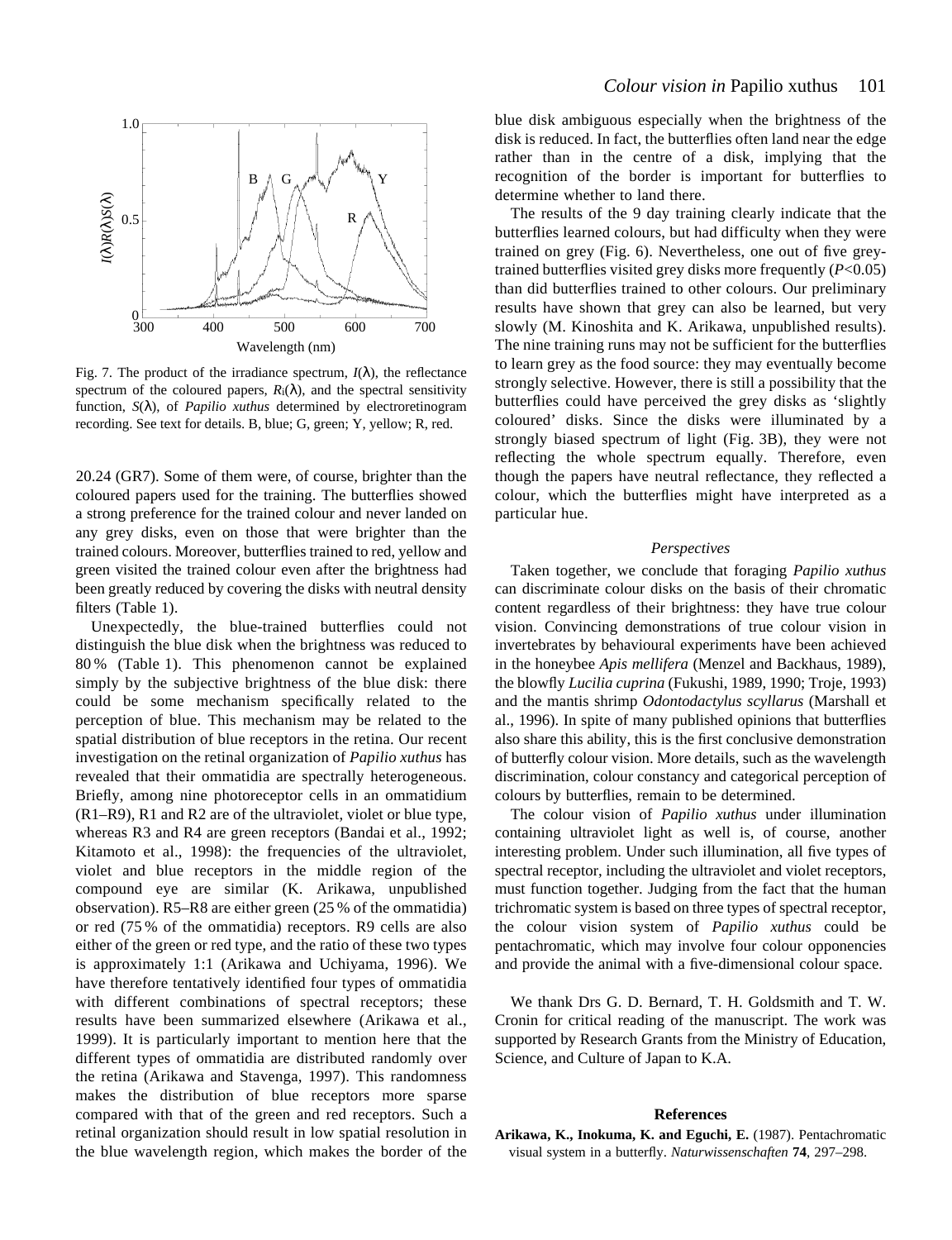Fig. 7. The product of the irradiance spectrum, $I(\lambda)$, the reflectance spectrum of the coloured papers, $R_i(\lambda)$, and the spectral sensitivity function, $S(\lambda)$, of *Papilio xuthus* determined by electroretinogram recording. See text for details. B, blue; G, green; Y, yellow; R, red.

20.24 (GR7). Some of them were, of course, brighter than the coloured papers used for the training. The butterflies showed a strong preference for the trained colour and never landed on any grey disks, even on those that were brighter than the trained colours. Moreover, butterflies trained to red, yellow and green visited the trained colour even after the brightness had been greatly reduced by covering the disks with neutral density filters (Table 1).

Unexpectedly, the blue-trained butterflies could not distinguish the blue disk when the brightness was reduced to 80 % (Table 1). This phenomenon cannot be explained simply by the subjective brightness of the blue disk: there could be some mechanism specifically related to the perception of blue. This mechanism may be related to the spatial distribution of blue receptors in the retina. Our recent investigation on the retinal organization of *Papilio xuthus* has revealed that their ommatidia are spectrally heterogeneous. Briefly, among nine photoreceptor cells in an ommatidium (R1–R9), R1 and R2 are of the ultraviolet, violet or blue type, whereas R3 and R4 are green receptors (Bandai et al., 1992; Kitamoto et al., 1998): the frequencies of the ultraviolet, violet and blue receptors in the middle region of the compound eye are similar (K. Arikawa, unpublished observation). R5–R8 are either green (25 % of the ommatidia) or red (75 % of the ommatidia) receptors. R9 cells are also either of the green or red type, and the ratio of these two types is approximately 1:1 (Arikawa and Uchiyama, 1996). We have therefore tentatively identified four types of ommatidia with different combinations of spectral receptors; these results have been summarized elsewhere (Arikawa et al., 1999). It is particularly important to mention here that the different types of ommatidia are distributed randomly over the retina (Arikawa and Stavenga, 1997). This randomness makes the distribution of blue receptors more sparse compared with that of the green and red receptors. Such a retinal organization should result in low spatial resolution in the blue wavelength region, which makes the border of the blue disk ambiguous especially when the brightness of the disk is reduced. In fact, the butterflies often land near the edge rather than in the centre of a disk, implying that the recognition of the border is important for butterflies to determine whether to land there.

The results of the 9 day training clearly indicate that the butterflies learned colours, but had difficulty when they were trained on grey (Fig. 6). Nevertheless, one out of five grey-trained butterflies visited grey disks more frequently ($P<0.05$) than did butterflies trained to other colours. Our preliminary results have shown that grey can also be learned, but very slowly (M. Kinoshita and K. Arikawa, unpublished results). The nine training runs may not be sufficient for the butterflies to learn grey as the food source: they may eventually become strongly selective. However, there is still a possibility that the butterflies could have perceived the grey disks as 'slightly coloured' disks. Since the disks were illuminated by a strongly biased spectrum of light (Fig. 3B), they were not reflecting the whole spectrum equally. Therefore, even though the papers have neutral reflectance, they reflected a colour, which the butterflies might have interpreted as a particular hue.

### *Perspectives*

Taken together, we conclude that foraging *Papilio xuthus* can discriminate colour disks on the basis of their chromatic content regardless of their brightness: they have true colour vision. Convincing demonstrations of true colour vision in invertebrates by behavioural experiments have been achieved in the honeybee *Apis mellifera* (Menzel and Backhaus, 1989), the blowfly *Lucilia cuprina* (Fukushi, 1989, 1990; Troje, 1993) and the mantis shrimp *Odontodactylus scyllarus* (Marshall et al., 1996). In spite of many published opinions that butterflies also share this ability, this is the first conclusive demonstration of butterfly colour vision. More details, such as the wavelength discrimination, colour constancy and categorical perception of colours by butterflies, remain to be determined.

The colour vision of *Papilio xuthus* under illumination containing ultraviolet light as well is, of course, another interesting problem. Under such illumination, all five types of spectral receptor, including the ultraviolet and violet receptors, must function together. Judging from the fact that the human trichromatic system is based on three types of spectral receptor, the colour vision system of *Papilio xuthus* could be pentachromatic, which may involve four colour opponencies and provide the animal with a five-dimensional colour space.

We thank Drs G. D. Bernard, T. H. Goldsmith and T. W. Cronin for critical reading of the manuscript. The work was supported by Research Grants from the Ministry of Education, Science, and Culture of Japan to K.A.

## References

**Arikawa, K., Inokuma, K. and Eguchi, E.** (1987). Pentachromatic visual system in a butterfly. *Naturwissenschaften* **74**, 297–298.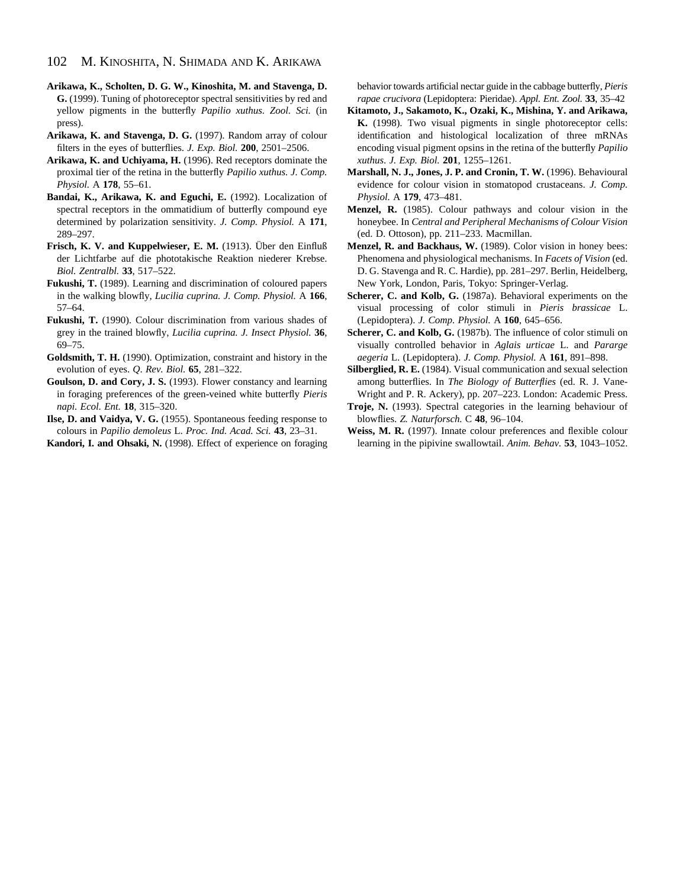**Arikawa, K., Scholten, D. G. W., Kinoshita, M. and Stavenga, D. G.** (1999). Tuning of photoreceptor spectral sensitivities by red and yellow pigments in the butterfly *Papilio xuthus*. *Zool. Sci.* (in press).

**Arikawa, K. and Stavenga, D. G.** (1997). Random array of colour filters in the eyes of butterflies. *J. Exp. Biol.* **200**, 2501–2506.

**Arikawa, K. and Uchiyama, H.** (1996). Red receptors dominate the proximal tier of the retina in the butterfly *Papilio xuthus*. *J. Comp. Physiol.* A **178**, 55–61.

**Bandai, K., Arikawa, K. and Eguchi, E.** (1992). Localization of spectral receptors in the ommatidium of butterfly compound eye determined by polarization sensitivity. *J. Comp. Physiol.* A **171**, 289–297.

**Frisch, K. V. and Kuppelwieser, E. M.** (1913). Über den Einfluß der Lichtfarbe auf die phototakische Reaktion niederer Krebse. *Biol. Zentralbl.* **33**, 517–522.

**Fukushi, T.** (1989). Learning and discrimination of coloured papers in the walking blowfly, *Lucilia cuprina*. *J. Comp. Physiol.* A **166**, 57–64.

**Fukushi, T.** (1990). Colour discrimination from various shades of grey in the trained blowfly, *Lucilia cuprina*. *J. Insect Physiol.* **36**, 69–75.

**Goldsmith, T. H.** (1990). Optimization, constraint and history in the evolution of eyes. *Q. Rev. Biol.* **65**, 281–322.

**Goulson, D. and Cory, J. S.** (1993). Flower constancy and learning in foraging preferences of the green-veined white butterfly *Pieris napi*. *Ecol. Ent.* **18**, 315–320.

**Ilse, D. and Vaidya, V. G.** (1955). Spontaneous feeding response to colours in *Papilio demoleus* L. *Proc. Ind. Acad. Sci.* **43**, 23–31.

**Kandori, I. and Ohsaki, N.** (1998). Effect of experience on foraging behavior towards artificial nectar guide in the cabbage butterfly, *Pieris rapae crucivora* (Lepidoptera: Pieridae). *Appl. Ent. Zool.* **33**, 35–42

**Kitamoto, J., Sakamoto, K., Ozaki, K., Mishina, Y. and Arikawa, K.** (1998). Two visual pigments in single photoreceptor cells: identification and histological localization of three mRNAs encoding visual pigment opsins in the retina of the butterfly *Papilio xuthus*. *J. Exp. Biol.* **201**, 1255–1261.

**Marshall, N. J., Jones, J. P. and Cronin, T. W.** (1996). Behavioural evidence for colour vision in stomatopod crustaceans. *J. Comp. Physiol.* A **179**, 473–481.

**Menzel, R.** (1985). Colour pathways and colour vision in the honeybee. In *Central and Peripheral Mechanisms of Colour Vision* (ed. D. Ottoson), pp. 211–233. Macmillan.

**Menzel, R. and Backhaus, W.** (1989). Color vision in honey bees: Phenomena and physiological mechanisms. In *Facets of Vision* (ed. D. G. Stavenga and R. C. Hardie), pp. 281–297. Berlin, Heidelberg, New York, London, Paris, Tokyo: Springer-Verlag.

**Scherer, C. and Kolb, G.** (1987a). Behavioral experiments on the visual processing of color stimuli in *Pieris brassicae* L. (Lepidoptera). *J. Comp. Physiol.* A **160**, 645–656.

**Scherer, C. and Kolb, G.** (1987b). The influence of color stimuli on visually controlled behavior in *Aglais urticae* L. and *Pararge aegeria* L. (Lepidoptera). *J. Comp. Physiol.* A **161**, 891–898.

**Silberglied, R. E.** (1984). Visual communication and sexual selection among butterflies. In *The Biology of Butterflies* (ed. R. J. Vane-Wright and P. R. Ackery), pp. 207–223. London: Academic Press.

**Troje, N.** (1993). Spectral categories in the learning behaviour of blowflies. *Z. Naturforsch.* C **48**, 96–104.

**Weiss, M. R.** (1997). Innate colour preferences and flexible colour learning in the pipivine swallowtail. *Anim. Behav.* **53**, 1043–1052.